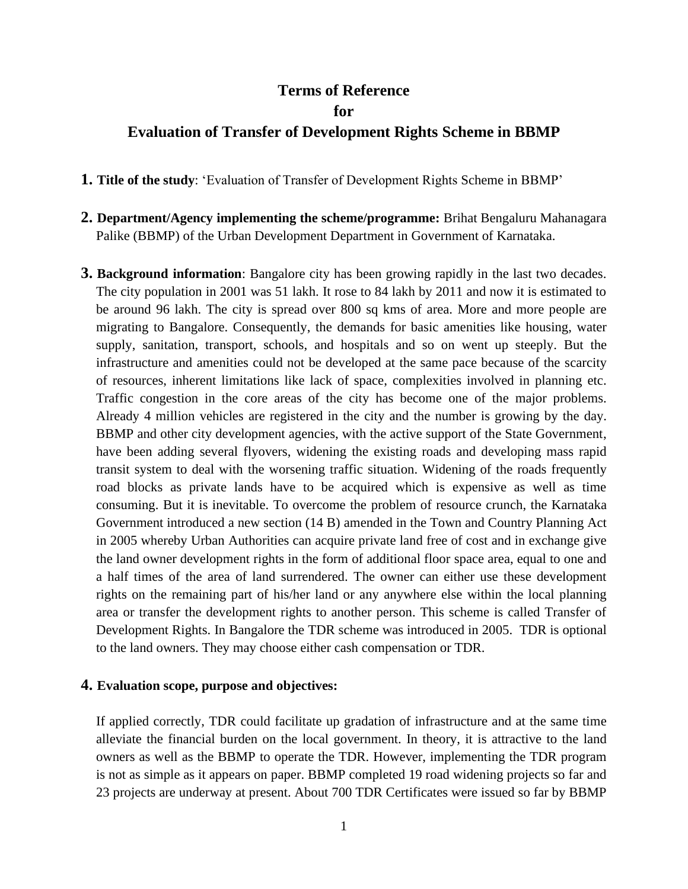# Terms of Reference
# for
# Evaluation of Transfer of Development Rights Scheme in BBMP

1. **Title of the study**: 'Evaluation of Transfer of Development Rights Scheme in BBMP'

2. **Department/Agency implementing the scheme/programme:** Brihat Bengaluru Mahanagara Palike (BBMP) of the Urban Development Department in Government of Karnataka.

3. **Background information**: Bangalore city has been growing rapidly in the last two decades. The city population in 2001 was 51 lakh. It rose to 84 lakh by 2011 and now it is estimated to be around 96 lakh. The city is spread over 800 sq kms of area. More and more people are migrating to Bangalore. Consequently, the demands for basic amenities like housing, water supply, sanitation, transport, schools, and hospitals and so on went up steeply. But the infrastructure and amenities could not be developed at the same pace because of the scarcity of resources, inherent limitations like lack of space, complexities involved in planning etc. Traffic congestion in the core areas of the city has become one of the major problems. Already 4 million vehicles are registered in the city and the number is growing by the day. BBMP and other city development agencies, with the active support of the State Government, have been adding several flyovers, widening the existing roads and developing mass rapid transit system to deal with the worsening traffic situation. Widening of the roads frequently road blocks as private lands have to be acquired which is expensive as well as time consuming. But it is inevitable. To overcome the problem of resource crunch, the Karnataka Government introduced a new section (14 B) amended in the Town and Country Planning Act in 2005 whereby Urban Authorities can acquire private land free of cost and in exchange give the land owner development rights in the form of additional floor space area, equal to one and a half times of the area of land surrendered. The owner can either use these development rights on the remaining part of his/her land or any anywhere else within the local planning area or transfer the development rights to another person. This scheme is called Transfer of Development Rights. In Bangalore the TDR scheme was introduced in 2005. TDR is optional to the land owners. They may choose either cash compensation or TDR.

4. **Evaluation scope, purpose and objectives:**

   If applied correctly, TDR could facilitate up gradation of infrastructure and at the same time alleviate the financial burden on the local government. In theory, it is attractive to the land owners as well as the BBMP to operate the TDR. However, implementing the TDR program is not as simple as it appears on paper. BBMP completed 19 road widening projects so far and 23 projects are underway at present. About 700 TDR Certificates were issued so far by BBMP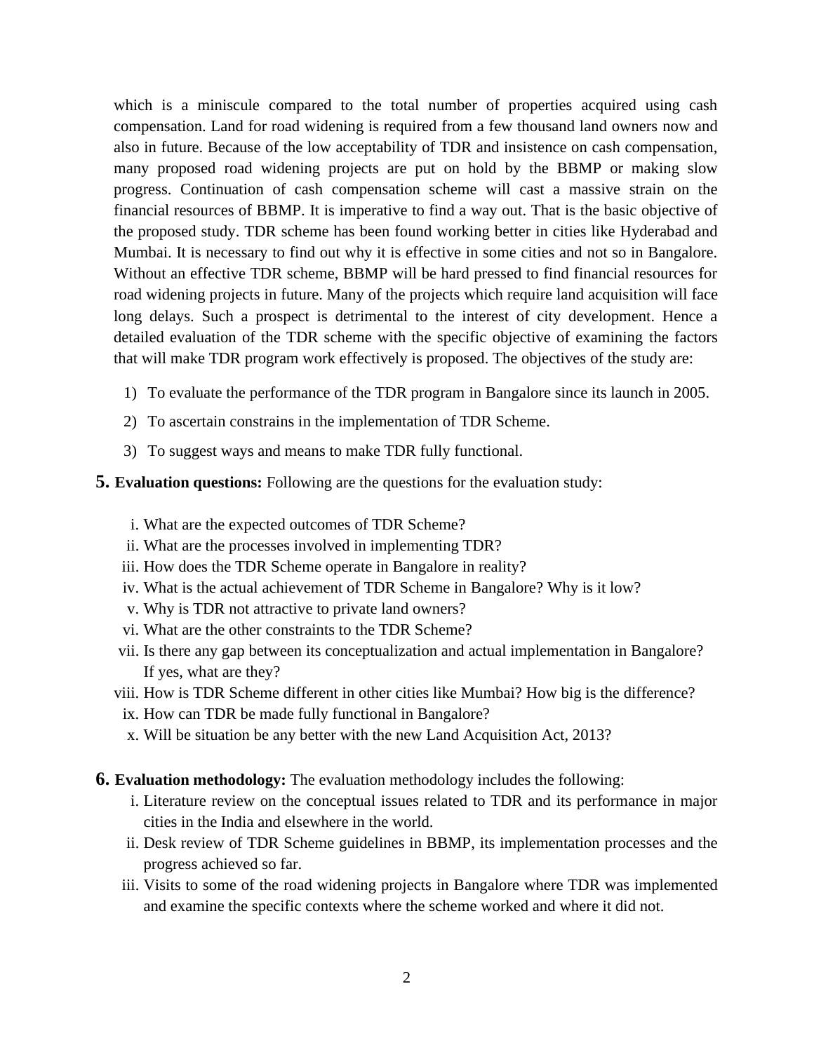which is a miniscule compared to the total number of properties acquired using cash compensation. Land for road widening is required from a few thousand land owners now and also in future. Because of the low acceptability of TDR and insistence on cash compensation, many proposed road widening projects are put on hold by the BBMP or making slow progress. Continuation of cash compensation scheme will cast a massive strain on the financial resources of BBMP. It is imperative to find a way out. That is the basic objective of the proposed study. TDR scheme has been found working better in cities like Hyderabad and Mumbai. It is necessary to find out why it is effective in some cities and not so in Bangalore. Without an effective TDR scheme, BBMP will be hard pressed to find financial resources for road widening projects in future. Many of the projects which require land acquisition will face long delays. Such a prospect is detrimental to the interest of city development. Hence a detailed evaluation of the TDR scheme with the specific objective of examining the factors that will make TDR program work effectively is proposed. The objectives of the study are:

1) To evaluate the performance of the TDR program in Bangalore since its launch in 2005.
2) To ascertain constrains in the implementation of TDR Scheme.
3) To suggest ways and means to make TDR fully functional.

**5. Evaluation questions:** Following are the questions for the evaluation study:

i. What are the expected outcomes of TDR Scheme?
ii. What are the processes involved in implementing TDR?
iii. How does the TDR Scheme operate in Bangalore in reality?
iv. What is the actual achievement of TDR Scheme in Bangalore? Why is it low?
v. Why is TDR not attractive to private land owners?
vi. What are the other constraints to the TDR Scheme?
vii. Is there any gap between its conceptualization and actual implementation in Bangalore? If yes, what are they?
viii. How is TDR Scheme different in other cities like Mumbai? How big is the difference?
ix. How can TDR be made fully functional in Bangalore?
x. Will be situation be any better with the new Land Acquisition Act, 2013?

**6. Evaluation methodology:** The evaluation methodology includes the following:

i. Literature review on the conceptual issues related to TDR and its performance in major cities in the India and elsewhere in the world.
ii. Desk review of TDR Scheme guidelines in BBMP, its implementation processes and the progress achieved so far.
iii. Visits to some of the road widening projects in Bangalore where TDR was implemented and examine the specific contexts where the scheme worked and where it did not.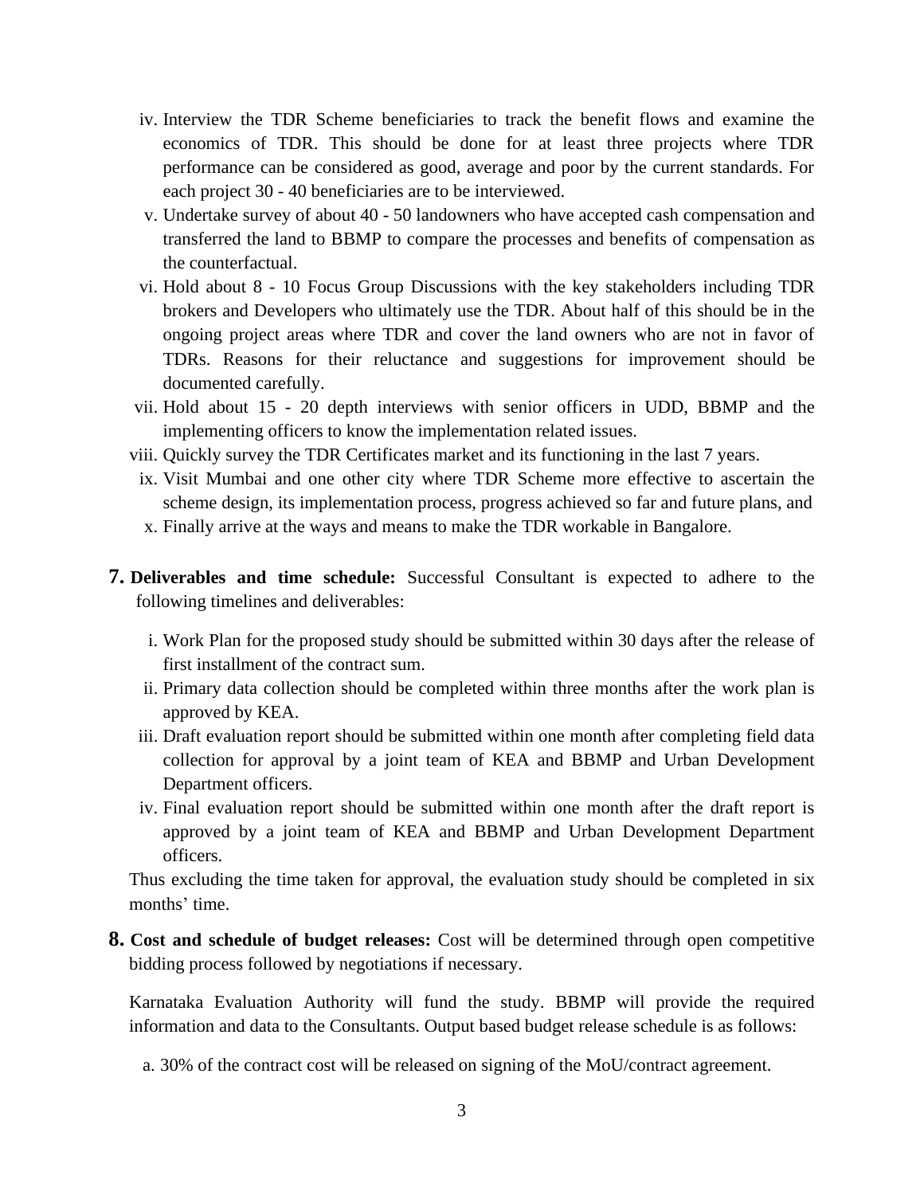iv. Interview the TDR Scheme beneficiaries to track the benefit flows and examine the economics of TDR. This should be done for at least three projects where TDR performance can be considered as good, average and poor by the current standards. For each project 30 - 40 beneficiaries are to be interviewed.

v. Undertake survey of about 40 - 50 landowners who have accepted cash compensation and transferred the land to BBMP to compare the processes and benefits of compensation as the counterfactual.

vi. Hold about 8 - 10 Focus Group Discussions with the key stakeholders including TDR brokers and Developers who ultimately use the TDR. About half of this should be in the ongoing project areas where TDR and cover the land owners who are not in favor of TDRs. Reasons for their reluctance and suggestions for improvement should be documented carefully.

vii. Hold about 15 - 20 depth interviews with senior officers in UDD, BBMP and the implementing officers to know the implementation related issues.

viii. Quickly survey the TDR Certificates market and its functioning in the last 7 years.

ix. Visit Mumbai and one other city where TDR Scheme more effective to ascertain the scheme design, its implementation process, progress achieved so far and future plans, and

x. Finally arrive at the ways and means to make the TDR workable in Bangalore.

**7. Deliverables and time schedule:** Successful Consultant is expected to adhere to the following timelines and deliverables:

i. Work Plan for the proposed study should be submitted within 30 days after the release of first installment of the contract sum.

ii. Primary data collection should be completed within three months after the work plan is approved by KEA.

iii. Draft evaluation report should be submitted within one month after completing field data collection for approval by a joint team of KEA and BBMP and Urban Development Department officers.

iv. Final evaluation report should be submitted within one month after the draft report is approved by a joint team of KEA and BBMP and Urban Development Department officers.

Thus excluding the time taken for approval, the evaluation study should be completed in six months' time.

**8. Cost and schedule of budget releases:** Cost will be determined through open competitive bidding process followed by negotiations if necessary.

Karnataka Evaluation Authority will fund the study. BBMP will provide the required information and data to the Consultants. Output based budget release schedule is as follows:

a. 30% of the contract cost will be released on signing of the MoU/contract agreement.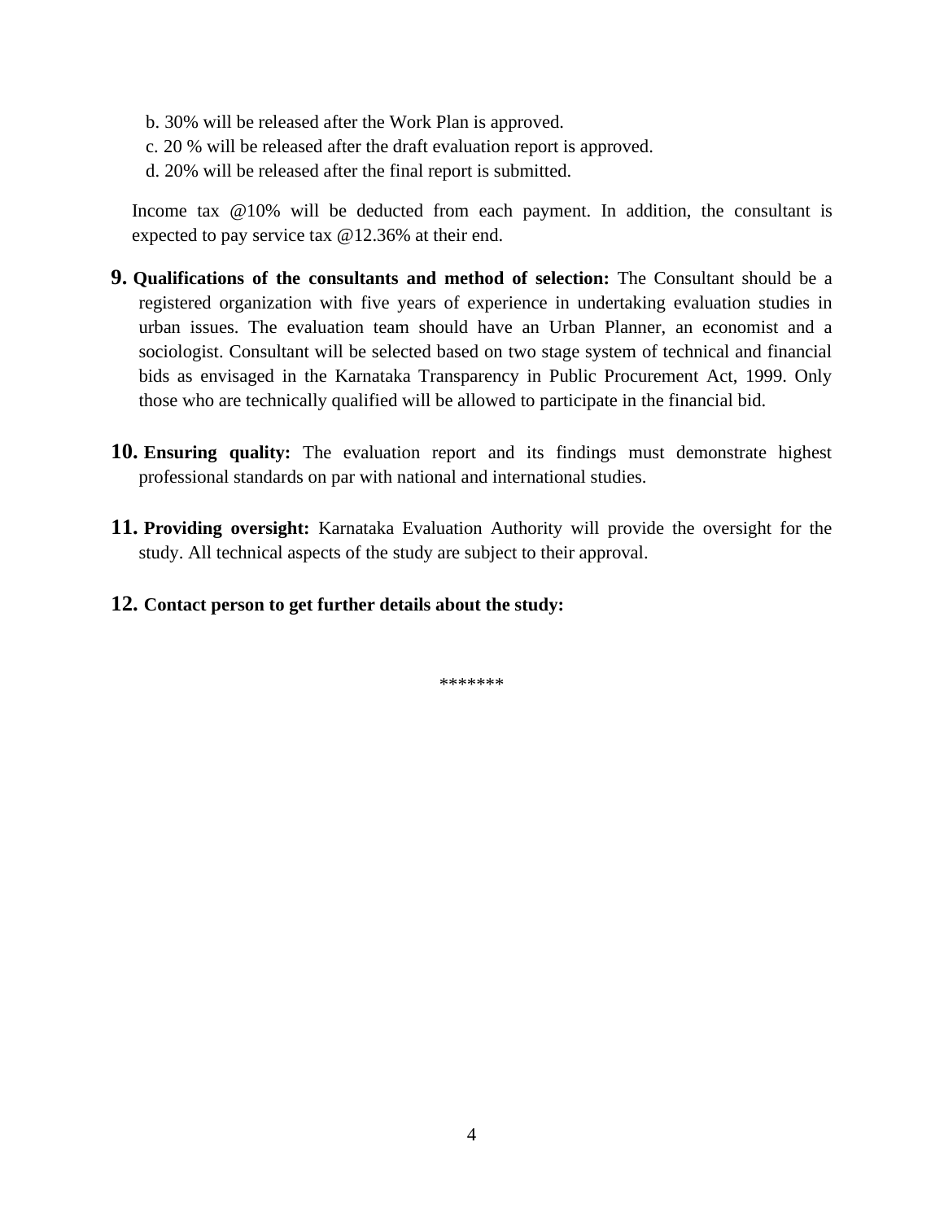b. 30% will be released after the Work Plan is approved.
c. 20 % will be released after the draft evaluation report is approved.
d. 20% will be released after the final report is submitted.

Income tax @10% will be deducted from each payment. In addition, the consultant is expected to pay service tax @12.36% at their end.

**9. Qualifications of the consultants and method of selection:** The Consultant should be a registered organization with five years of experience in undertaking evaluation studies in urban issues. The evaluation team should have an Urban Planner, an economist and a sociologist. Consultant will be selected based on two stage system of technical and financial bids as envisaged in the Karnataka Transparency in Public Procurement Act, 1999. Only those who are technically qualified will be allowed to participate in the financial bid.

**10. Ensuring quality:** The evaluation report and its findings must demonstrate highest professional standards on par with national and international studies.

**11. Providing oversight:** Karnataka Evaluation Authority will provide the oversight for the study. All technical aspects of the study are subject to their approval.

**12. Contact person to get further details about the study:**

*******